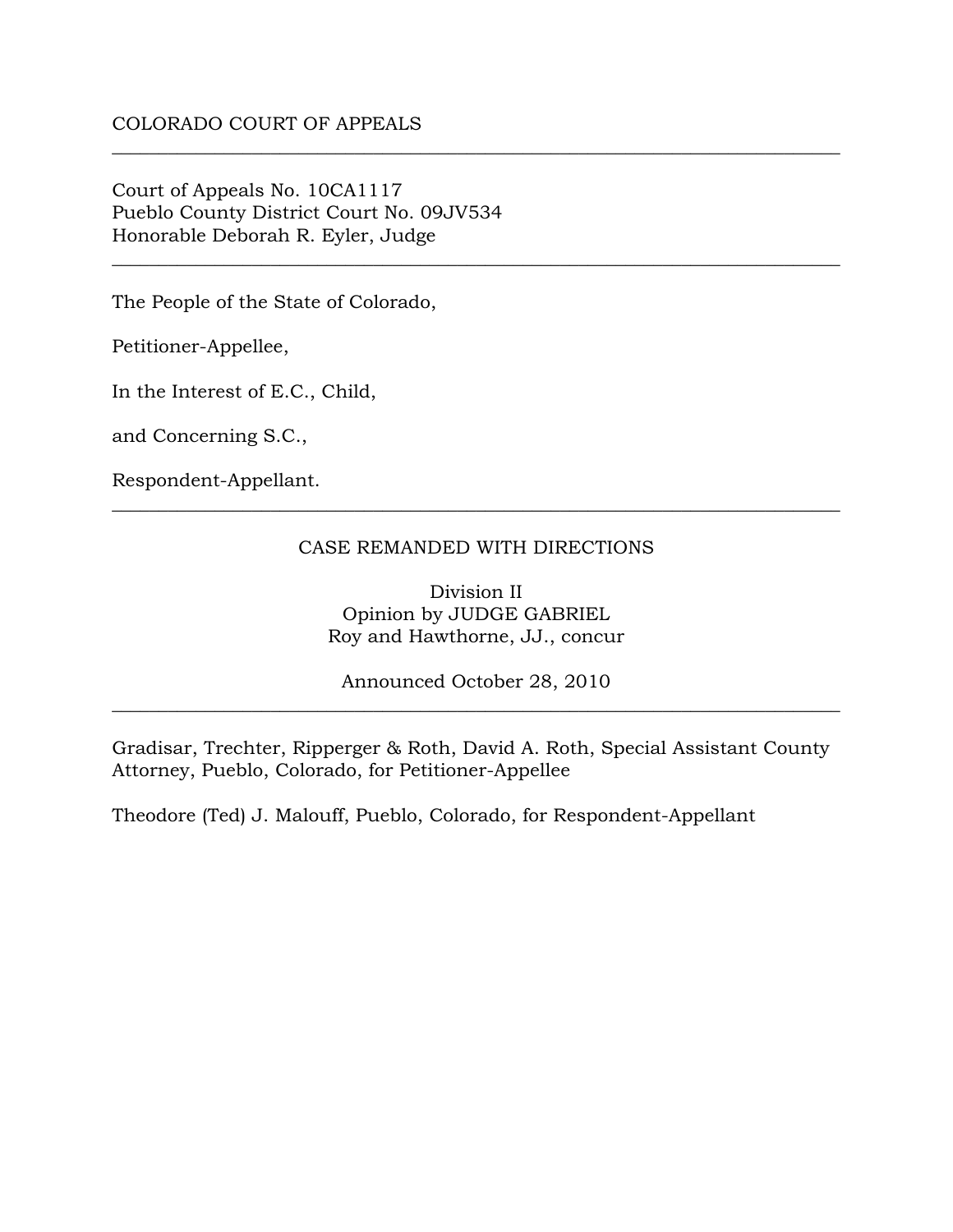COLORADO COURT OF APPEALS

---

Court of Appeals No. 10CA1117
Pueblo County District Court No. 09JV534
Honorable Deborah R. Eyler, Judge

---

The People of the State of Colorado,

Petitioner-Appellee,

In the Interest of E.C., Child,

and Concerning S.C.,

Respondent-Appellant.

---

CASE REMANDED WITH DIRECTIONS

Division II
Opinion by JUDGE GABRIEL
Roy and Hawthorne, JJ., concur

Announced October 28, 2010

---

Gradisar, Trechter, Ripperger & Roth, David A. Roth, Special Assistant County Attorney, Pueblo, Colorado, for Petitioner-Appellee

Theodore (Ted) J. Malouff, Pueblo, Colorado, for Respondent-Appellant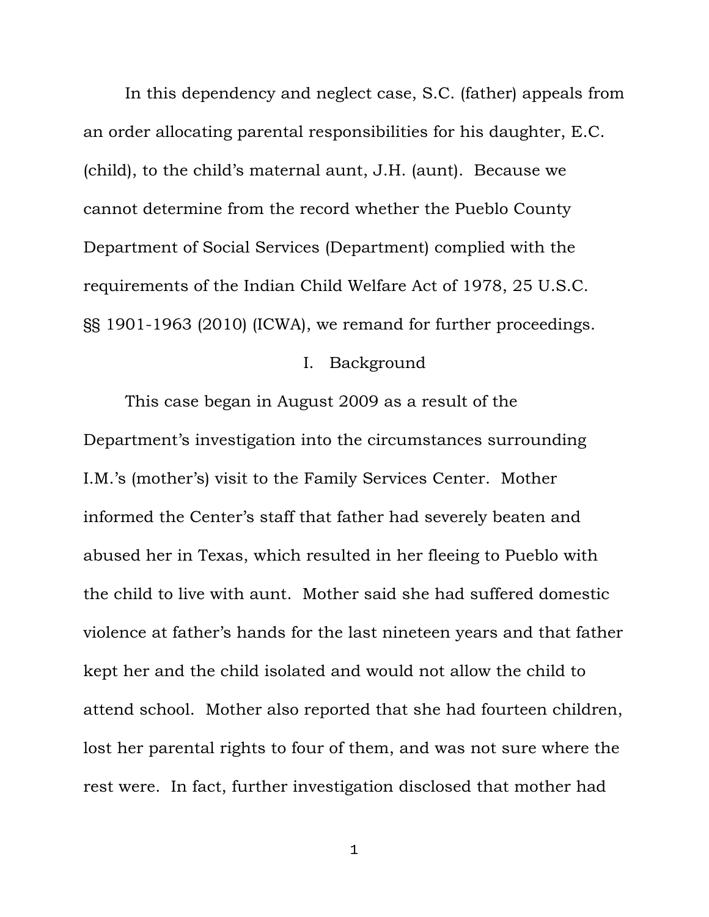In this dependency and neglect case, S.C. (father) appeals from an order allocating parental responsibilities for his daughter, E.C. (child), to the child's maternal aunt, J.H. (aunt). Because we cannot determine from the record whether the Pueblo County Department of Social Services (Department) complied with the requirements of the Indian Child Welfare Act of 1978, 25 U.S.C. §§ 1901-1963 (2010) (ICWA), we remand for further proceedings.

## I. Background

This case began in August 2009 as a result of the Department's investigation into the circumstances surrounding I.M.'s (mother's) visit to the Family Services Center. Mother informed the Center's staff that father had severely beaten and abused her in Texas, which resulted in her fleeing to Pueblo with the child to live with aunt. Mother said she had suffered domestic violence at father's hands for the last nineteen years and that father kept her and the child isolated and would not allow the child to attend school. Mother also reported that she had fourteen children, lost her parental rights to four of them, and was not sure where the rest were. In fact, further investigation disclosed that mother had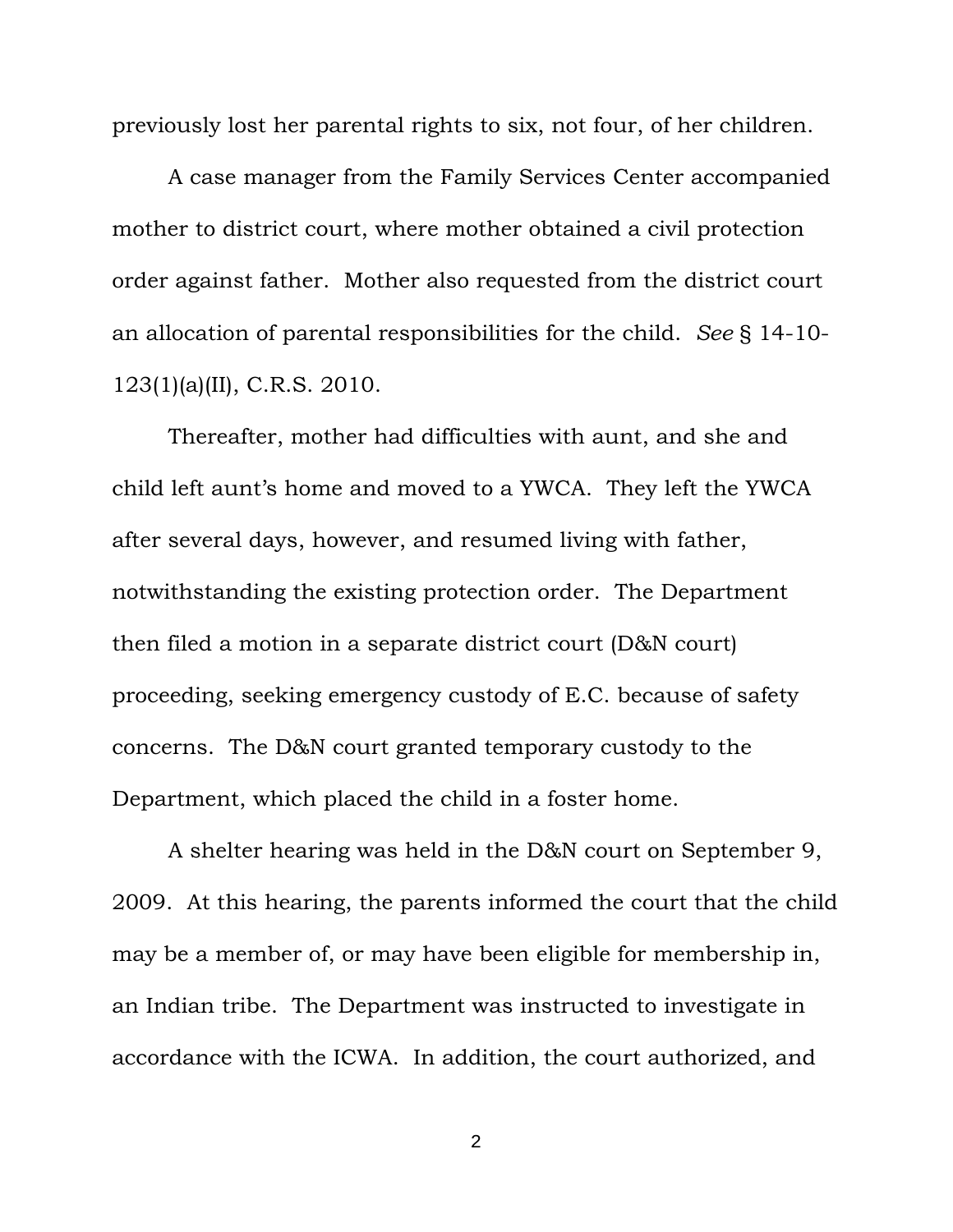previously lost her parental rights to six, not four, of her children.

A case manager from the Family Services Center accompanied mother to district court, where mother obtained a civil protection order against father. Mother also requested from the district court an allocation of parental responsibilities for the child. *See* § 14-10-123(1)(a)(II), C.R.S. 2010.

Thereafter, mother had difficulties with aunt, and she and child left aunt's home and moved to a YWCA. They left the YWCA after several days, however, and resumed living with father, notwithstanding the existing protection order. The Department then filed a motion in a separate district court (D&N court) proceeding, seeking emergency custody of E.C. because of safety concerns. The D&N court granted temporary custody to the Department, which placed the child in a foster home.

A shelter hearing was held in the D&N court on September 9, 2009. At this hearing, the parents informed the court that the child may be a member of, or may have been eligible for membership in, an Indian tribe. The Department was instructed to investigate in accordance with the ICWA. In addition, the court authorized, and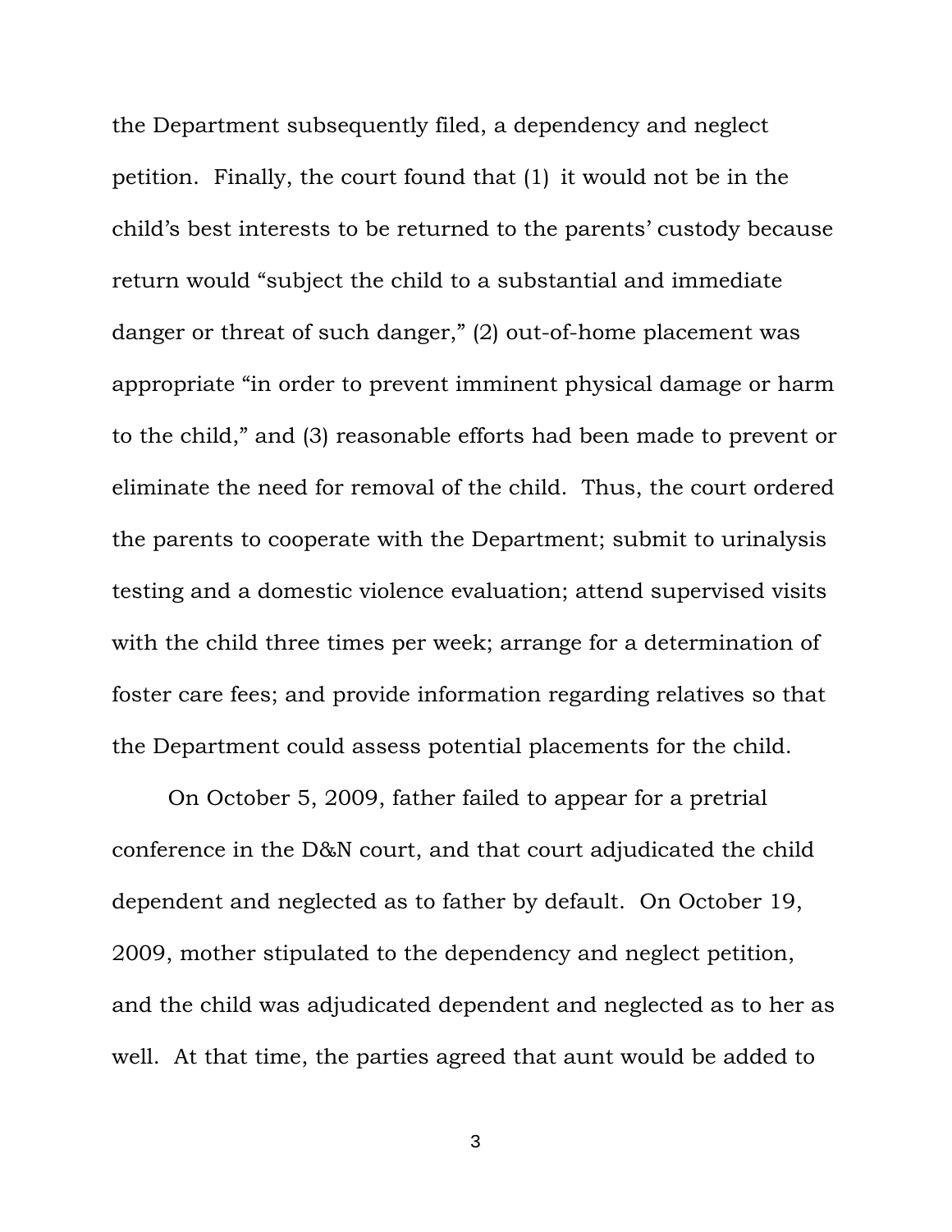the Department subsequently filed, a dependency and neglect petition. Finally, the court found that (1) it would not be in the child's best interests to be returned to the parents' custody because return would "subject the child to a substantial and immediate danger or threat of such danger," (2) out-of-home placement was appropriate "in order to prevent imminent physical damage or harm to the child," and (3) reasonable efforts had been made to prevent or eliminate the need for removal of the child. Thus, the court ordered the parents to cooperate with the Department; submit to urinalysis testing and a domestic violence evaluation; attend supervised visits with the child three times per week; arrange for a determination of foster care fees; and provide information regarding relatives so that the Department could assess potential placements for the child.

On October 5, 2009, father failed to appear for a pretrial conference in the D&N court, and that court adjudicated the child dependent and neglected as to father by default. On October 19, 2009, mother stipulated to the dependency and neglect petition, and the child was adjudicated dependent and neglected as to her as well. At that time, the parties agreed that aunt would be added to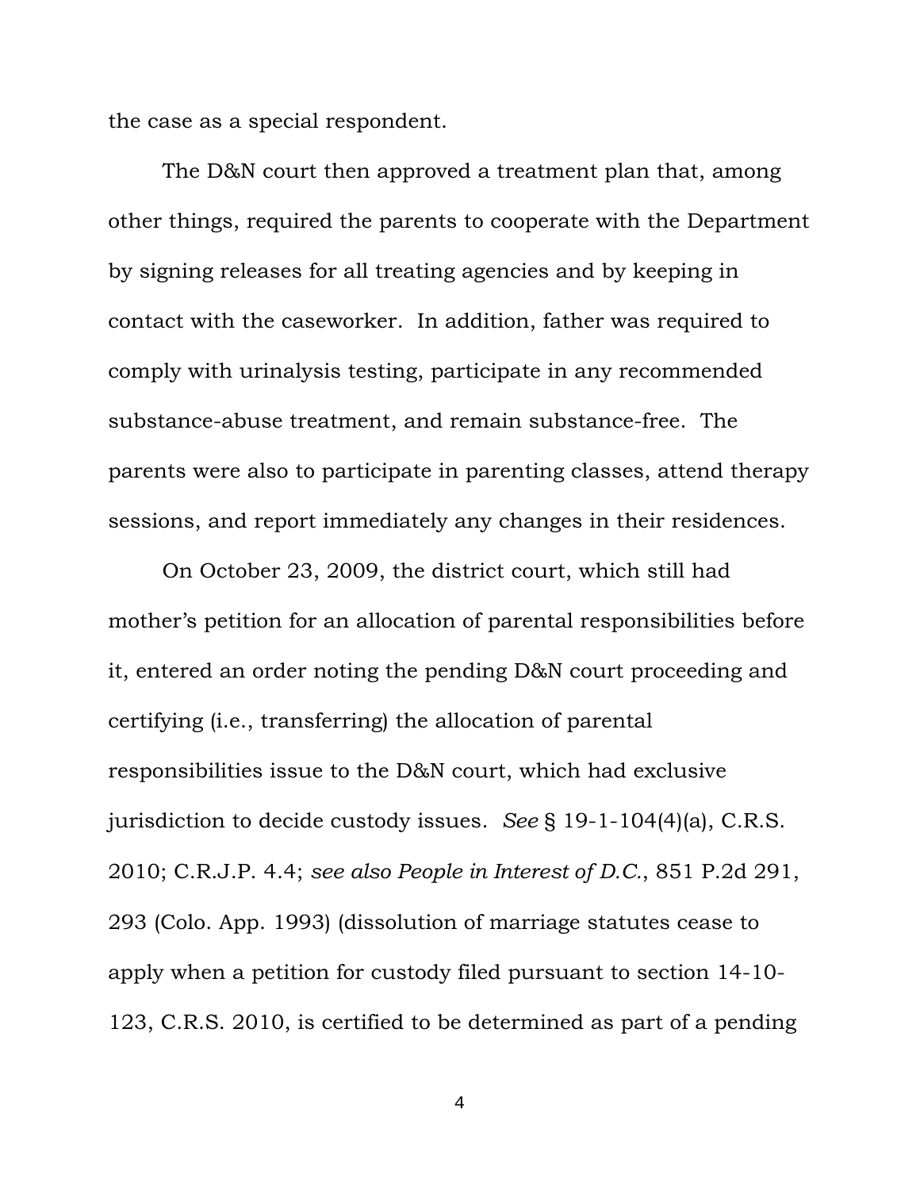the case as a special respondent.

The D&N court then approved a treatment plan that, among other things, required the parents to cooperate with the Department by signing releases for all treating agencies and by keeping in contact with the caseworker. In addition, father was required to comply with urinalysis testing, participate in any recommended substance-abuse treatment, and remain substance-free. The parents were also to participate in parenting classes, attend therapy sessions, and report immediately any changes in their residences.

On October 23, 2009, the district court, which still had mother's petition for an allocation of parental responsibilities before it, entered an order noting the pending D&N court proceeding and certifying (i.e., transferring) the allocation of parental responsibilities issue to the D&N court, which had exclusive jurisdiction to decide custody issues. *See* § 19-1-104(4)(a), C.R.S. 2010; C.R.J.P. 4.4; *see also People in Interest of D.C.*, 851 P.2d 291, 293 (Colo. App. 1993) (dissolution of marriage statutes cease to apply when a petition for custody filed pursuant to section 14-10-123, C.R.S. 2010, is certified to be determined as part of a pending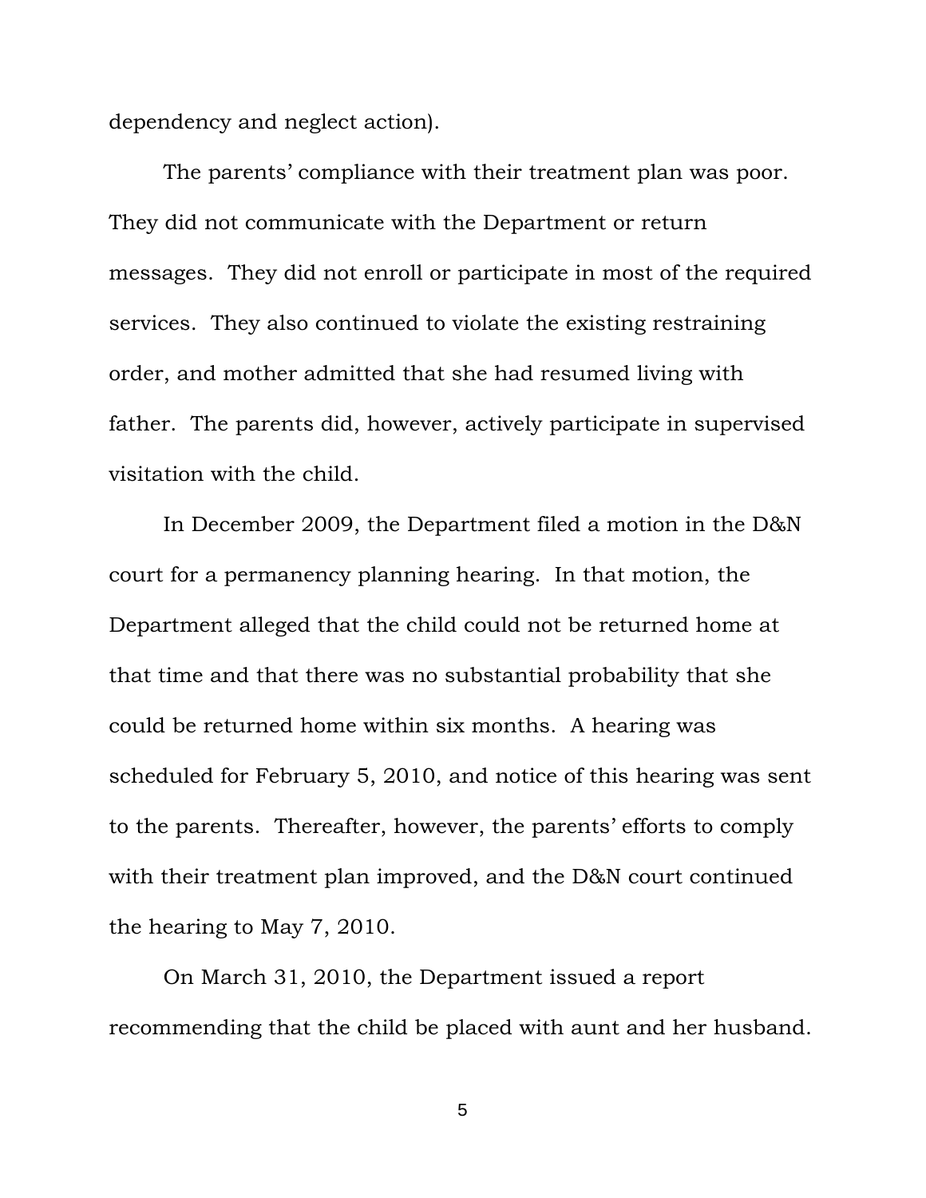dependency and neglect action).

The parents' compliance with their treatment plan was poor. They did not communicate with the Department or return messages. They did not enroll or participate in most of the required services. They also continued to violate the existing restraining order, and mother admitted that she had resumed living with father. The parents did, however, actively participate in supervised visitation with the child.

In December 2009, the Department filed a motion in the D&N court for a permanency planning hearing. In that motion, the Department alleged that the child could not be returned home at that time and that there was no substantial probability that she could be returned home within six months. A hearing was scheduled for February 5, 2010, and notice of this hearing was sent to the parents. Thereafter, however, the parents' efforts to comply with their treatment plan improved, and the D&N court continued the hearing to May 7, 2010.

On March 31, 2010, the Department issued a report recommending that the child be placed with aunt and her husband.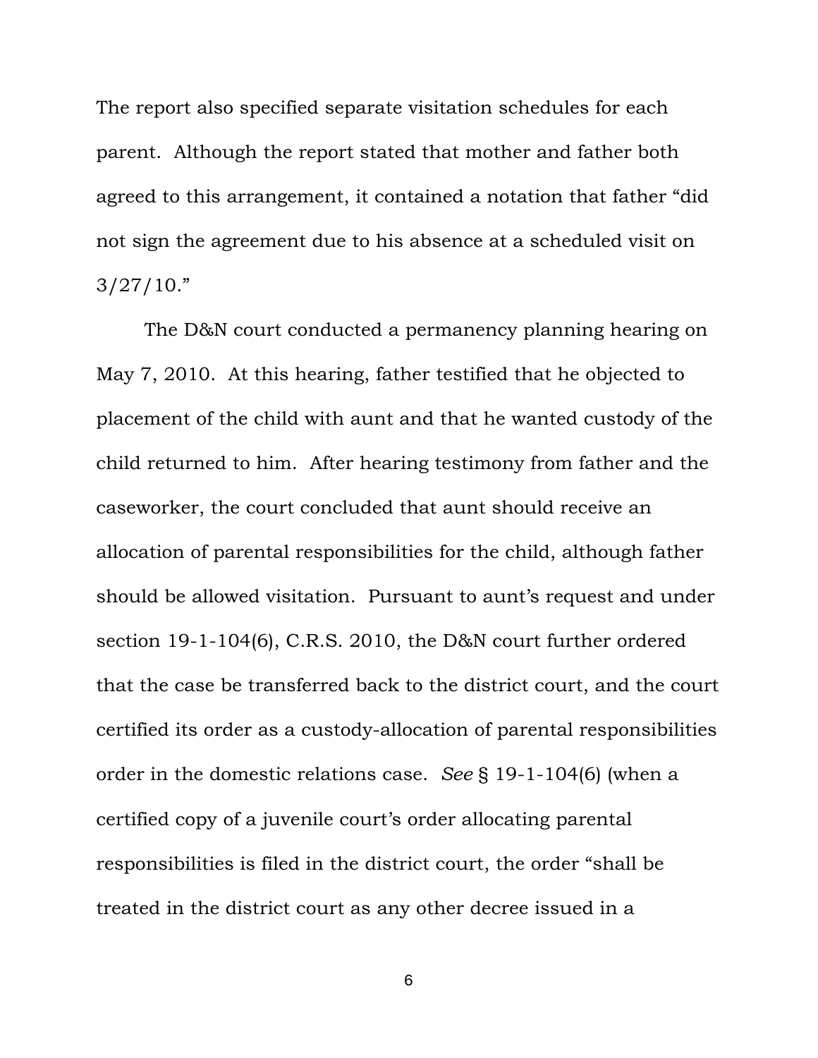The report also specified separate visitation schedules for each parent. Although the report stated that mother and father both agreed to this arrangement, it contained a notation that father "did not sign the agreement due to his absence at a scheduled visit on 3/27/10."

The D&N court conducted a permanency planning hearing on May 7, 2010. At this hearing, father testified that he objected to placement of the child with aunt and that he wanted custody of the child returned to him. After hearing testimony from father and the caseworker, the court concluded that aunt should receive an allocation of parental responsibilities for the child, although father should be allowed visitation. Pursuant to aunt's request and under section 19-1-104(6), C.R.S. 2010, the D&N court further ordered that the case be transferred back to the district court, and the court certified its order as a custody-allocation of parental responsibilities order in the domestic relations case. *See* § 19-1-104(6) (when a certified copy of a juvenile court's order allocating parental responsibilities is filed in the district court, the order "shall be treated in the district court as any other decree issued in a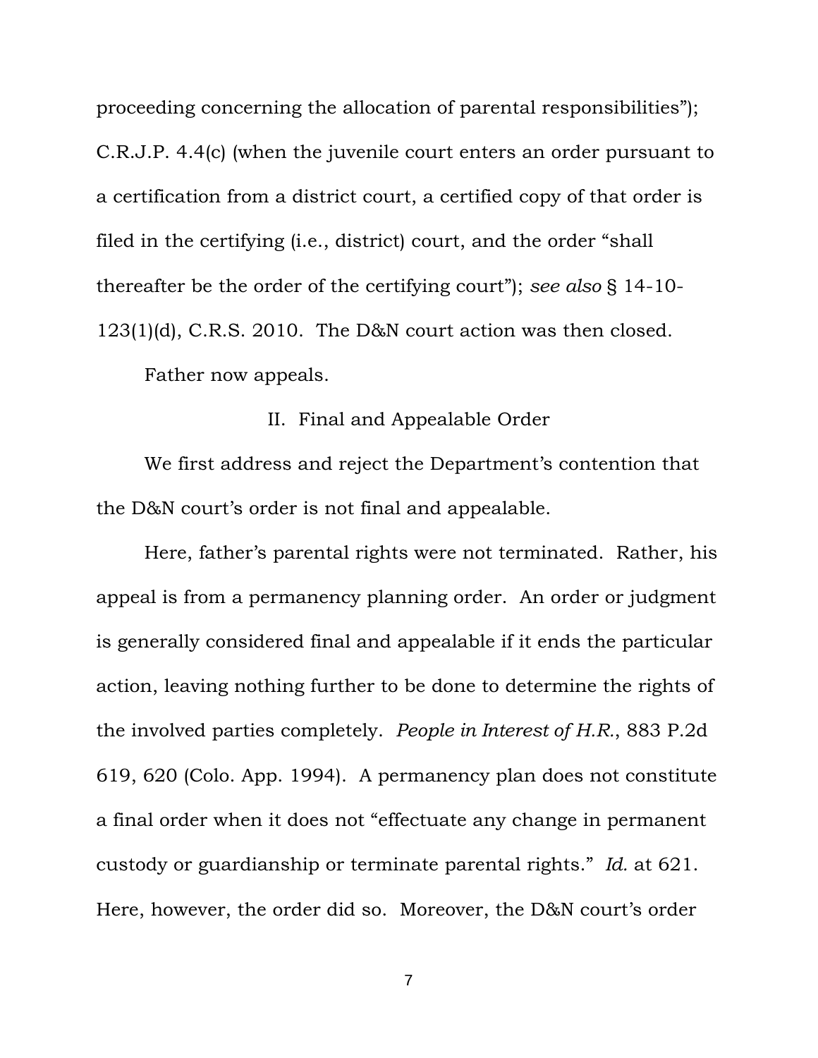proceeding concerning the allocation of parental responsibilities"); C.R.J.P. 4.4(c) (when the juvenile court enters an order pursuant to a certification from a district court, a certified copy of that order is filed in the certifying (i.e., district) court, and the order "shall thereafter be the order of the certifying court"); *see also* § 14-10-123(1)(d), C.R.S. 2010. The D&N court action was then closed.

Father now appeals.

## II. Final and Appealable Order

We first address and reject the Department's contention that the D&N court's order is not final and appealable.

Here, father's parental rights were not terminated. Rather, his appeal is from a permanency planning order. An order or judgment is generally considered final and appealable if it ends the particular action, leaving nothing further to be done to determine the rights of the involved parties completely. *People in Interest of H.R.*, 883 P.2d 619, 620 (Colo. App. 1994). A permanency plan does not constitute a final order when it does not "effectuate any change in permanent custody or guardianship or terminate parental rights." *Id.* at 621. Here, however, the order did so. Moreover, the D&N court's order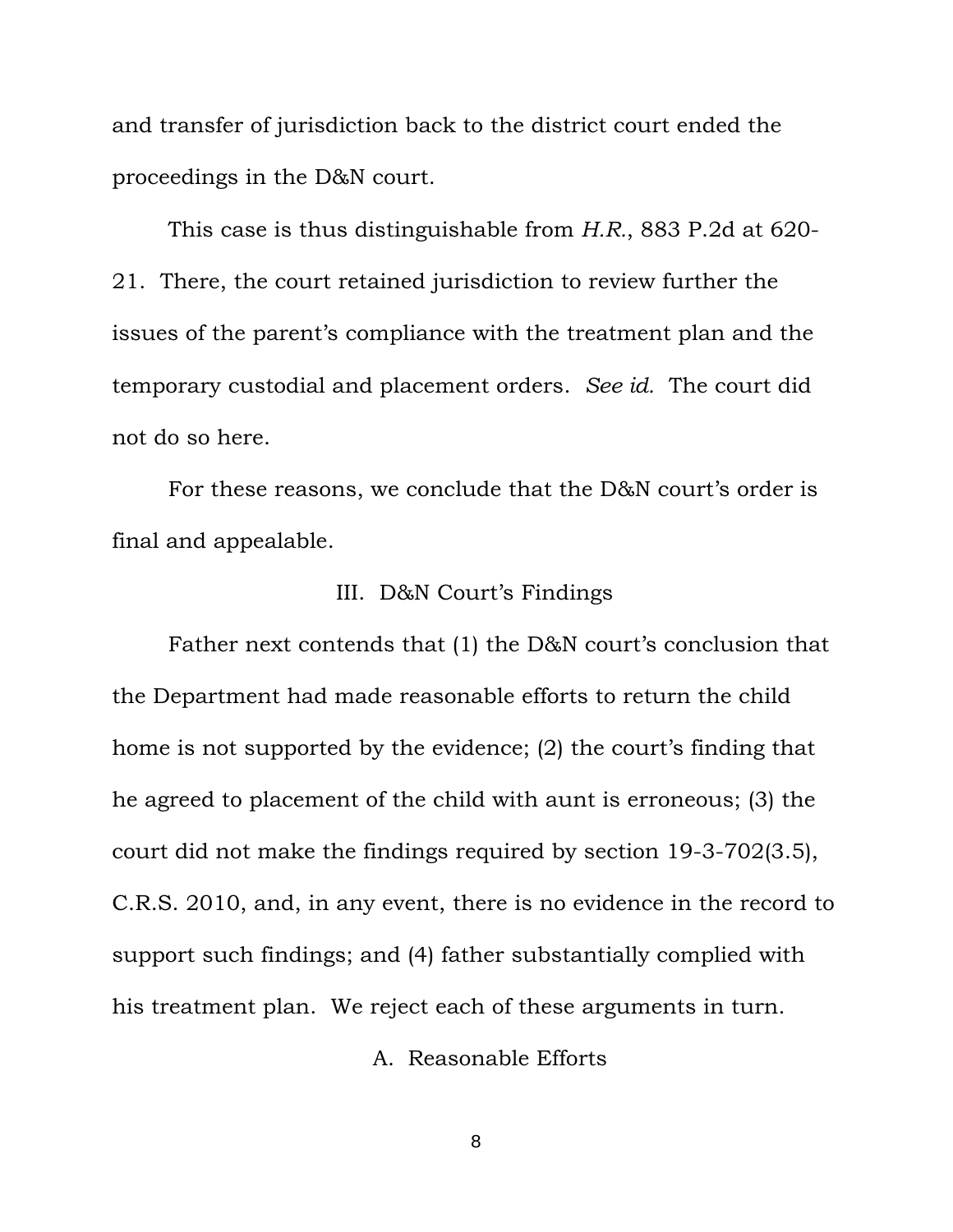and transfer of jurisdiction back to the district court ended the proceedings in the D&N court.

This case is thus distinguishable from *H.R.*, 883 P.2d at 620-21. There, the court retained jurisdiction to review further the issues of the parent's compliance with the treatment plan and the temporary custodial and placement orders. *See id.* The court did not do so here.

For these reasons, we conclude that the D&N court's order is final and appealable.

## III. D&N Court's Findings

Father next contends that (1) the D&N court's conclusion that the Department had made reasonable efforts to return the child home is not supported by the evidence; (2) the court's finding that he agreed to placement of the child with aunt is erroneous; (3) the court did not make the findings required by section 19-3-702(3.5), C.R.S. 2010, and, in any event, there is no evidence in the record to support such findings; and (4) father substantially complied with his treatment plan. We reject each of these arguments in turn.

### A. Reasonable Efforts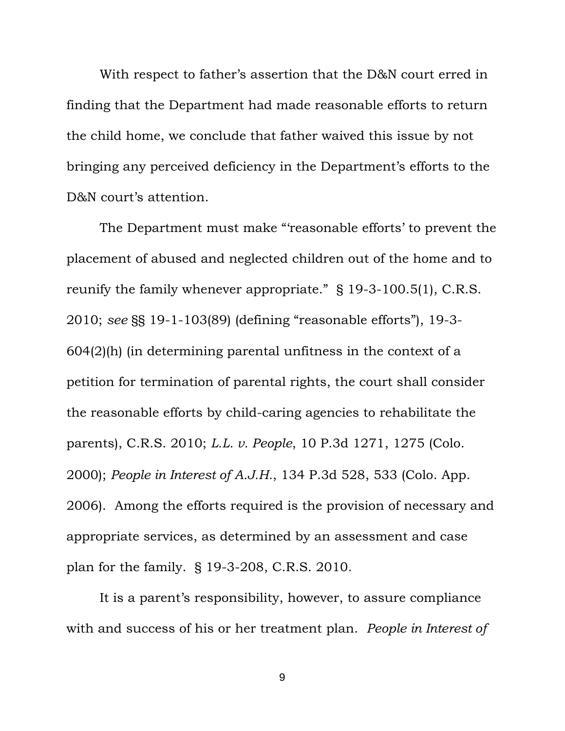With respect to father's assertion that the D&N court erred in finding that the Department had made reasonable efforts to return the child home, we conclude that father waived this issue by not bringing any perceived deficiency in the Department's efforts to the D&N court's attention.

The Department must make "'reasonable efforts' to prevent the placement of abused and neglected children out of the home and to reunify the family whenever appropriate." § 19-3-100.5(1), C.R.S. 2010; *see* §§ 19-1-103(89) (defining "reasonable efforts"), 19-3-604(2)(h) (in determining parental unfitness in the context of a petition for termination of parental rights, the court shall consider the reasonable efforts by child-caring agencies to rehabilitate the parents), C.R.S. 2010; *L.L. v. People*, 10 P.3d 1271, 1275 (Colo. 2000); *People in Interest of A.J.H.*, 134 P.3d 528, 533 (Colo. App. 2006). Among the efforts required is the provision of necessary and appropriate services, as determined by an assessment and case plan for the family. § 19-3-208, C.R.S. 2010.

It is a parent's responsibility, however, to assure compliance with and success of his or her treatment plan. *People in Interest of*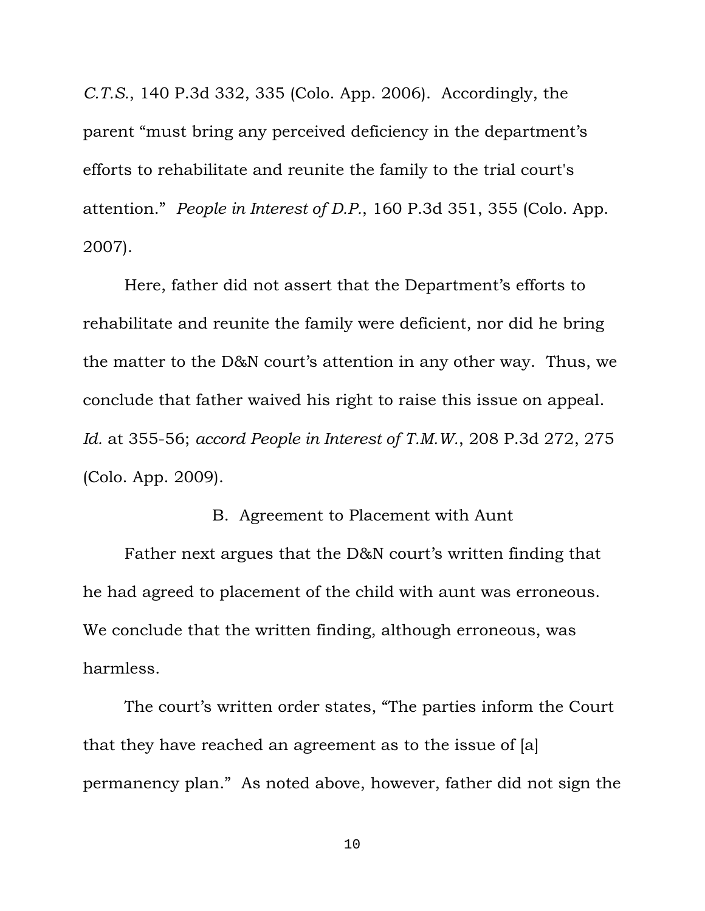*C.T.S.*, 140 P.3d 332, 335 (Colo. App. 2006). Accordingly, the parent "must bring any perceived deficiency in the department's efforts to rehabilitate and reunite the family to the trial court's attention." *People in Interest of D.P.*, 160 P.3d 351, 355 (Colo. App. 2007).

Here, father did not assert that the Department's efforts to rehabilitate and reunite the family were deficient, nor did he bring the matter to the D&N court's attention in any other way. Thus, we conclude that father waived his right to raise this issue on appeal. *Id.* at 355-56; *accord People in Interest of T.M.W.*, 208 P.3d 272, 275 (Colo. App. 2009).

### B. Agreement to Placement with Aunt

Father next argues that the D&N court's written finding that he had agreed to placement of the child with aunt was erroneous. We conclude that the written finding, although erroneous, was harmless.

The court's written order states, "The parties inform the Court that they have reached an agreement as to the issue of [a] permanency plan." As noted above, however, father did not sign the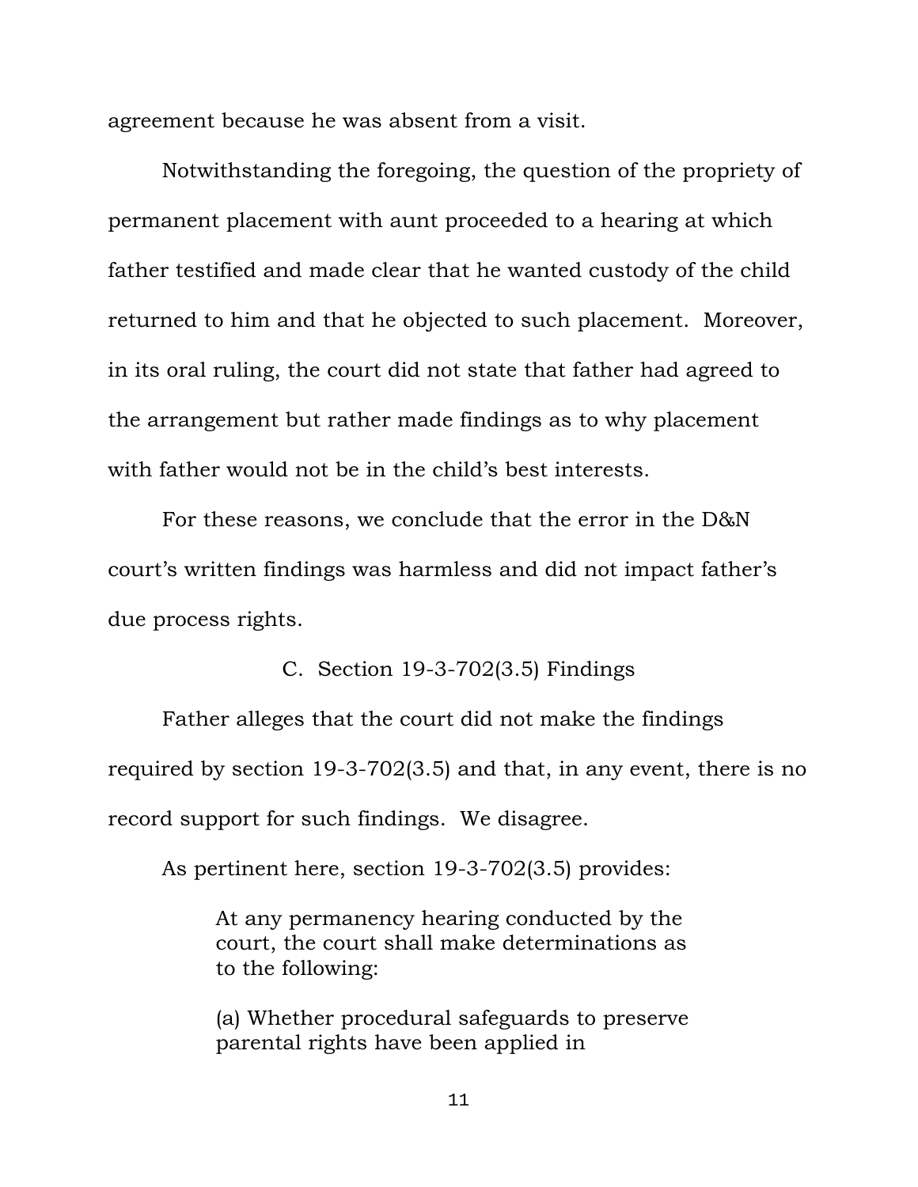agreement because he was absent from a visit.

Notwithstanding the foregoing, the question of the propriety of permanent placement with aunt proceeded to a hearing at which father testified and made clear that he wanted custody of the child returned to him and that he objected to such placement. Moreover, in its oral ruling, the court did not state that father had agreed to the arrangement but rather made findings as to why placement with father would not be in the child's best interests.

For these reasons, we conclude that the error in the D&N court's written findings was harmless and did not impact father's due process rights.

### C. Section 19-3-702(3.5) Findings

Father alleges that the court did not make the findings required by section 19-3-702(3.5) and that, in any event, there is no record support for such findings. We disagree.

As pertinent here, section 19-3-702(3.5) provides:

> At any permanency hearing conducted by the court, the court shall make determinations as to the following:
>
> (a) Whether procedural safeguards to preserve parental rights have been applied in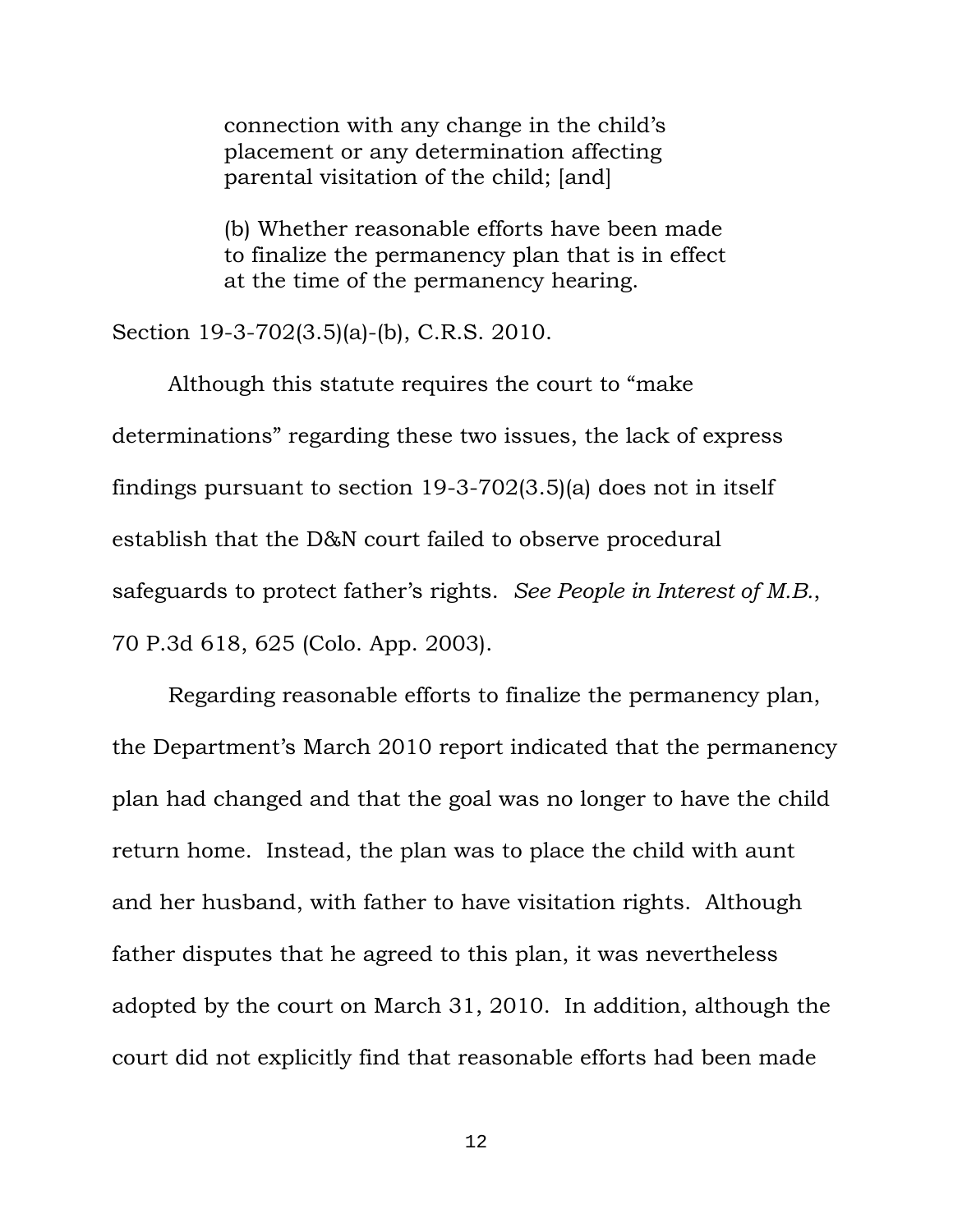> connection with any change in the child's placement or any determination affecting parental visitation of the child; [and]
>
> (b) Whether reasonable efforts have been made to finalize the permanency plan that is in effect at the time of the permanency hearing.

Section 19-3-702(3.5)(a)-(b), C.R.S. 2010.

Although this statute requires the court to "make determinations" regarding these two issues, the lack of express findings pursuant to section 19-3-702(3.5)(a) does not in itself establish that the D&N court failed to observe procedural safeguards to protect father's rights. *See People in Interest of M.B.*, 70 P.3d 618, 625 (Colo. App. 2003).

Regarding reasonable efforts to finalize the permanency plan, the Department's March 2010 report indicated that the permanency plan had changed and that the goal was no longer to have the child return home. Instead, the plan was to place the child with aunt and her husband, with father to have visitation rights. Although father disputes that he agreed to this plan, it was nevertheless adopted by the court on March 31, 2010. In addition, although the court did not explicitly find that reasonable efforts had been made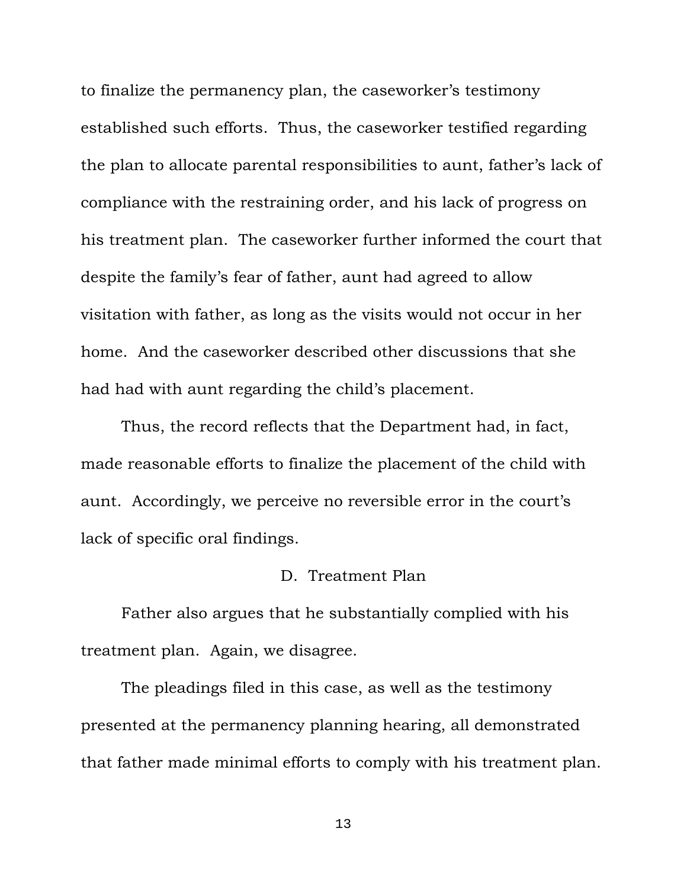to finalize the permanency plan, the caseworker's testimony established such efforts. Thus, the caseworker testified regarding the plan to allocate parental responsibilities to aunt, father's lack of compliance with the restraining order, and his lack of progress on his treatment plan. The caseworker further informed the court that despite the family's fear of father, aunt had agreed to allow visitation with father, as long as the visits would not occur in her home. And the caseworker described other discussions that she had had with aunt regarding the child's placement.

Thus, the record reflects that the Department had, in fact, made reasonable efforts to finalize the placement of the child with aunt. Accordingly, we perceive no reversible error in the court's lack of specific oral findings.

### D. Treatment Plan

Father also argues that he substantially complied with his treatment plan. Again, we disagree.

The pleadings filed in this case, as well as the testimony presented at the permanency planning hearing, all demonstrated that father made minimal efforts to comply with his treatment plan.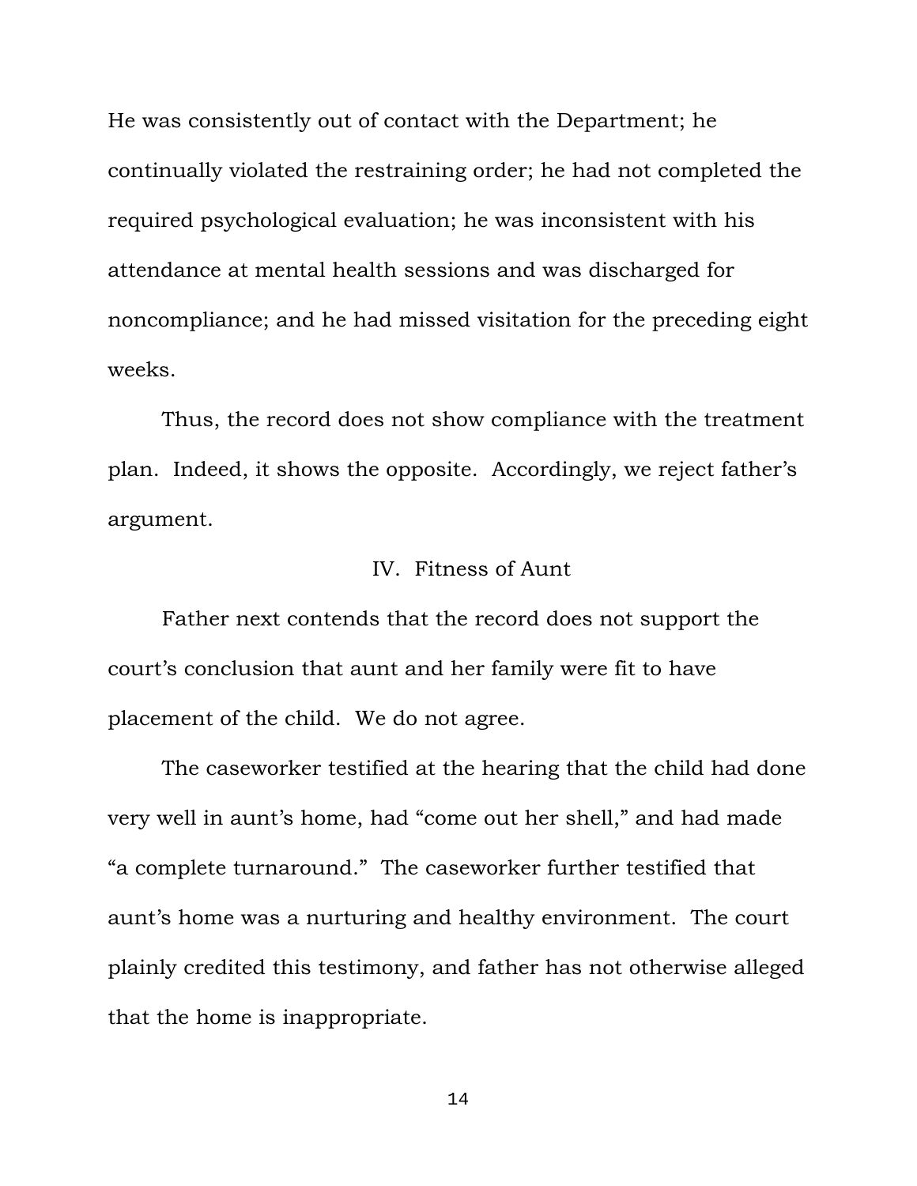He was consistently out of contact with the Department; he continually violated the restraining order; he had not completed the required psychological evaluation; he was inconsistent with his attendance at mental health sessions and was discharged for noncompliance; and he had missed visitation for the preceding eight weeks.

Thus, the record does not show compliance with the treatment plan. Indeed, it shows the opposite. Accordingly, we reject father's argument.

## IV. Fitness of Aunt

Father next contends that the record does not support the court's conclusion that aunt and her family were fit to have placement of the child. We do not agree.

The caseworker testified at the hearing that the child had done very well in aunt's home, had "come out her shell," and had made "a complete turnaround." The caseworker further testified that aunt's home was a nurturing and healthy environment. The court plainly credited this testimony, and father has not otherwise alleged that the home is inappropriate.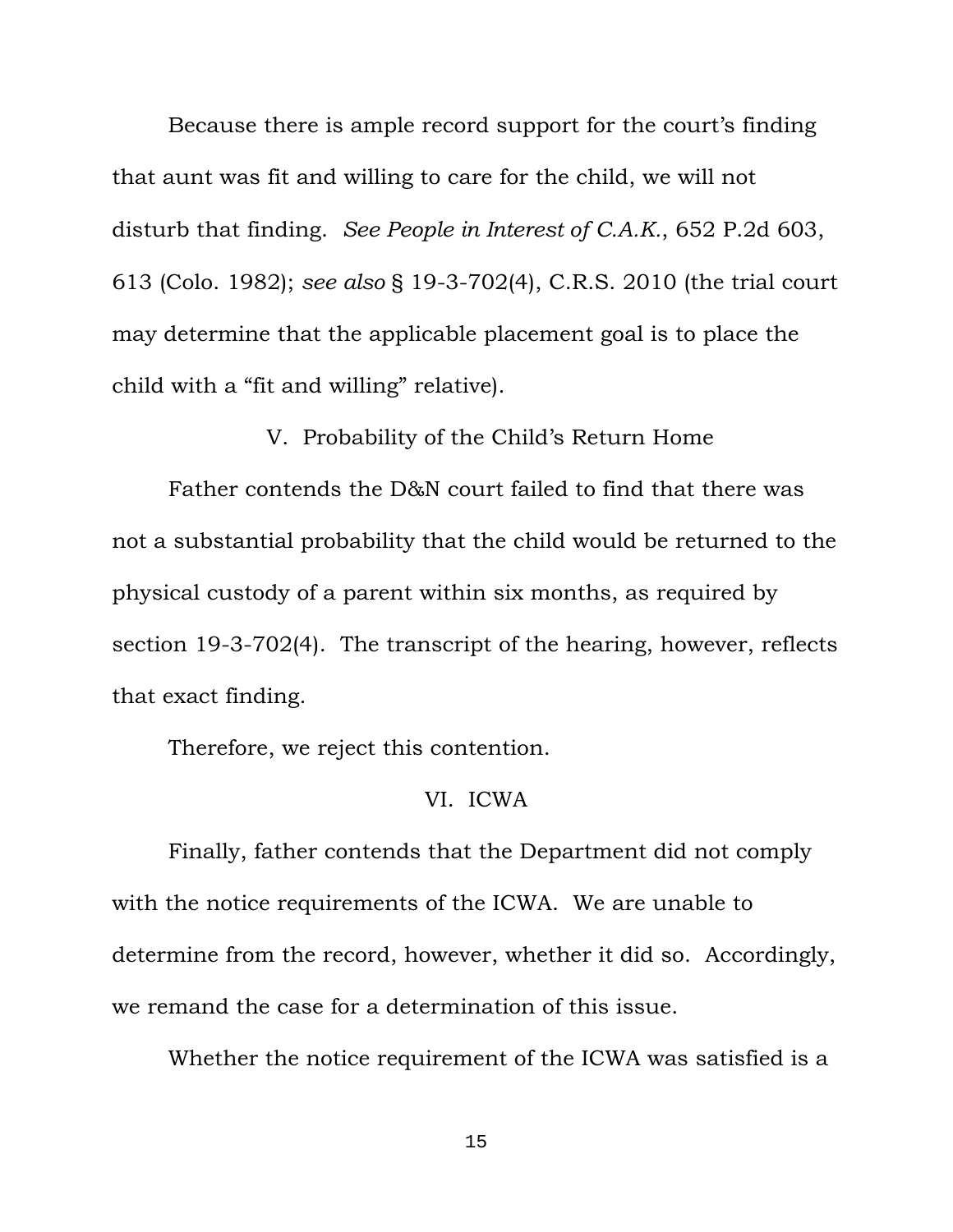Because there is ample record support for the court's finding that aunt was fit and willing to care for the child, we will not disturb that finding. *See People in Interest of C.A.K.*, 652 P.2d 603, 613 (Colo. 1982); *see also* § 19-3-702(4), C.R.S. 2010 (the trial court may determine that the applicable placement goal is to place the child with a "fit and willing" relative).

## V. Probability of the Child's Return Home

Father contends the D&N court failed to find that there was not a substantial probability that the child would be returned to the physical custody of a parent within six months, as required by section 19-3-702(4). The transcript of the hearing, however, reflects that exact finding.

Therefore, we reject this contention.

## VI. ICWA

Finally, father contends that the Department did not comply with the notice requirements of the ICWA. We are unable to determine from the record, however, whether it did so. Accordingly, we remand the case for a determination of this issue.

Whether the notice requirement of the ICWA was satisfied is a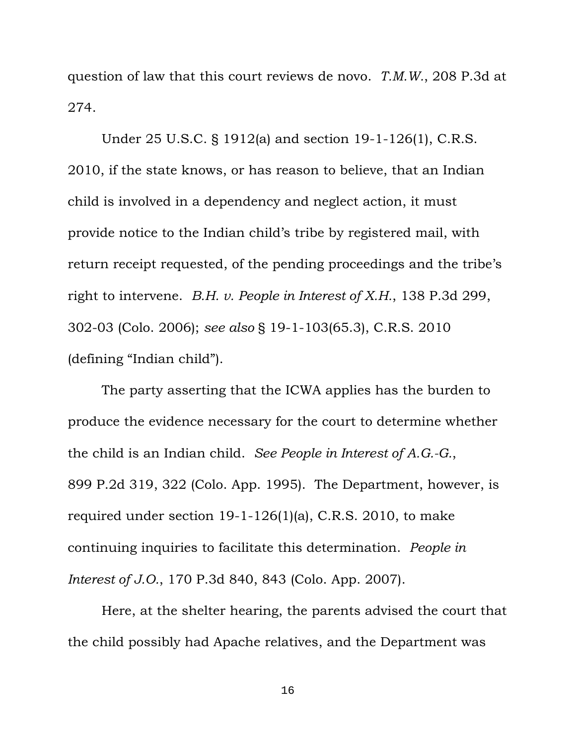question of law that this court reviews de novo. *T.M.W.*, 208 P.3d at 274.

Under 25 U.S.C. § 1912(a) and section 19-1-126(1), C.R.S. 2010, if the state knows, or has reason to believe, that an Indian child is involved in a dependency and neglect action, it must provide notice to the Indian child's tribe by registered mail, with return receipt requested, of the pending proceedings and the tribe's right to intervene. *B.H. v. People in Interest of X.H.*, 138 P.3d 299, 302-03 (Colo. 2006); *see also* § 19-1-103(65.3), C.R.S. 2010 (defining "Indian child").

The party asserting that the ICWA applies has the burden to produce the evidence necessary for the court to determine whether the child is an Indian child. *See People in Interest of A.G.-G.*, 899 P.2d 319, 322 (Colo. App. 1995). The Department, however, is required under section 19-1-126(1)(a), C.R.S. 2010, to make continuing inquiries to facilitate this determination. *People in Interest of J.O.*, 170 P.3d 840, 843 (Colo. App. 2007).

Here, at the shelter hearing, the parents advised the court that the child possibly had Apache relatives, and the Department was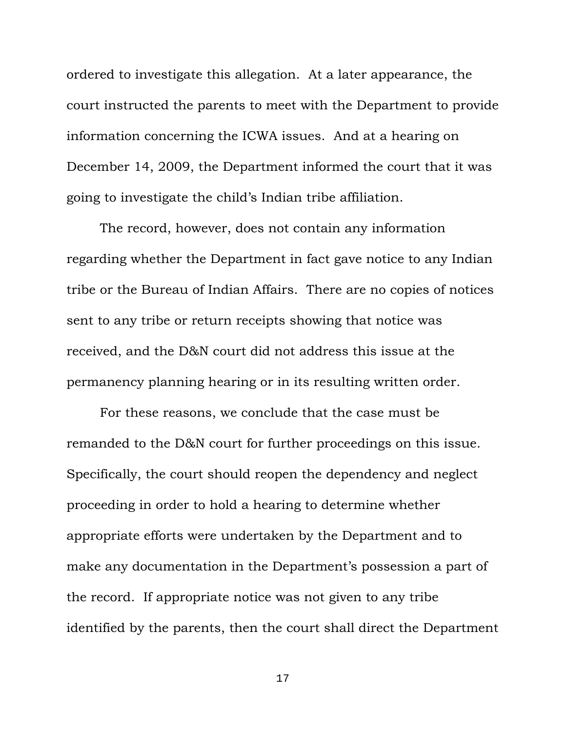ordered to investigate this allegation. At a later appearance, the court instructed the parents to meet with the Department to provide information concerning the ICWA issues. And at a hearing on December 14, 2009, the Department informed the court that it was going to investigate the child's Indian tribe affiliation.

The record, however, does not contain any information regarding whether the Department in fact gave notice to any Indian tribe or the Bureau of Indian Affairs. There are no copies of notices sent to any tribe or return receipts showing that notice was received, and the D&N court did not address this issue at the permanency planning hearing or in its resulting written order.

For these reasons, we conclude that the case must be remanded to the D&N court for further proceedings on this issue. Specifically, the court should reopen the dependency and neglect proceeding in order to hold a hearing to determine whether appropriate efforts were undertaken by the Department and to make any documentation in the Department's possession a part of the record. If appropriate notice was not given to any tribe identified by the parents, then the court shall direct the Department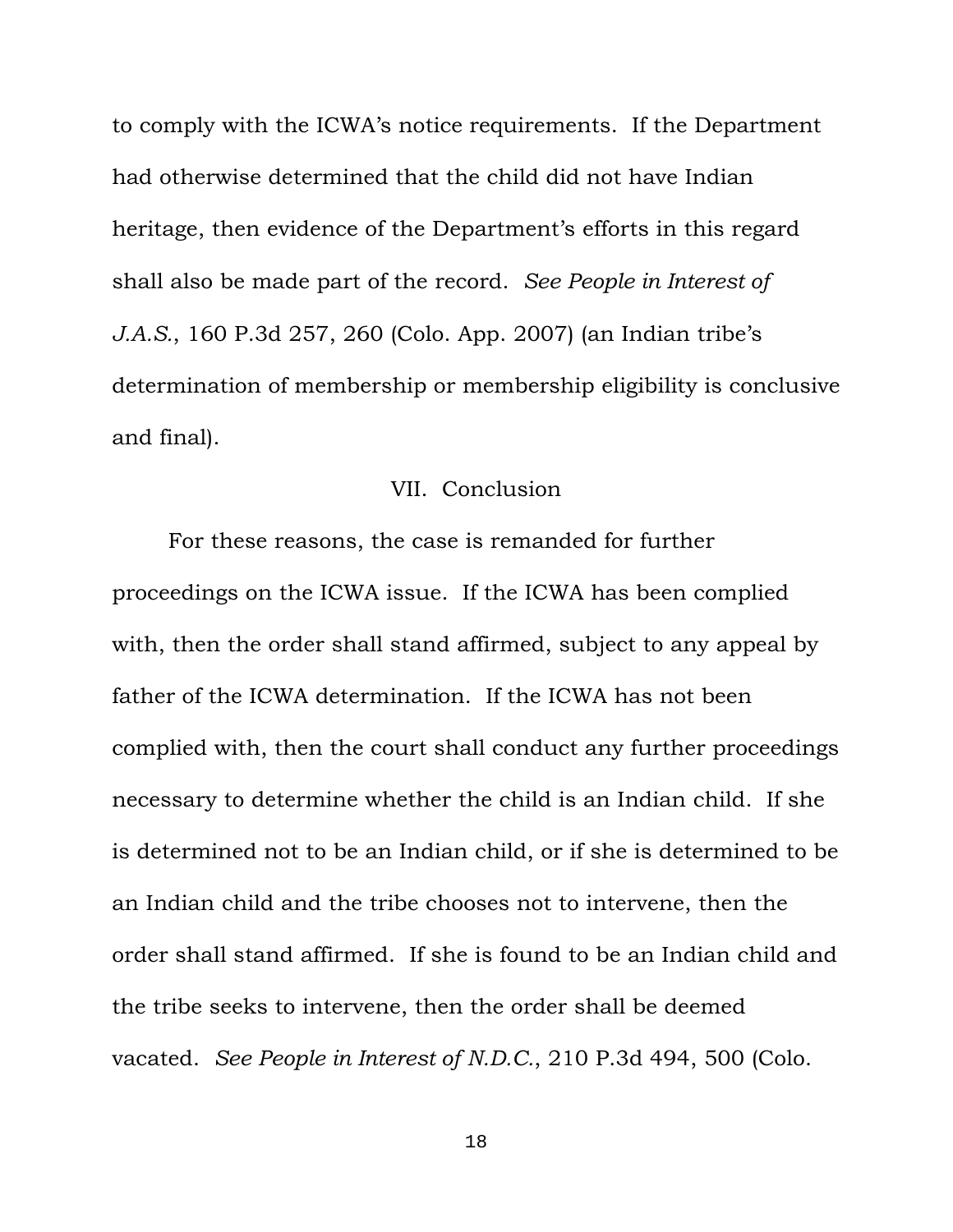to comply with the ICWA's notice requirements. If the Department had otherwise determined that the child did not have Indian heritage, then evidence of the Department's efforts in this regard shall also be made part of the record. *See People in Interest of J.A.S.*, 160 P.3d 257, 260 (Colo. App. 2007) (an Indian tribe's determination of membership or membership eligibility is conclusive and final).

## VII. Conclusion

For these reasons, the case is remanded for further proceedings on the ICWA issue. If the ICWA has been complied with, then the order shall stand affirmed, subject to any appeal by father of the ICWA determination. If the ICWA has not been complied with, then the court shall conduct any further proceedings necessary to determine whether the child is an Indian child. If she is determined not to be an Indian child, or if she is determined to be an Indian child and the tribe chooses not to intervene, then the order shall stand affirmed. If she is found to be an Indian child and the tribe seeks to intervene, then the order shall be deemed vacated. *See People in Interest of N.D.C.*, 210 P.3d 494, 500 (Colo.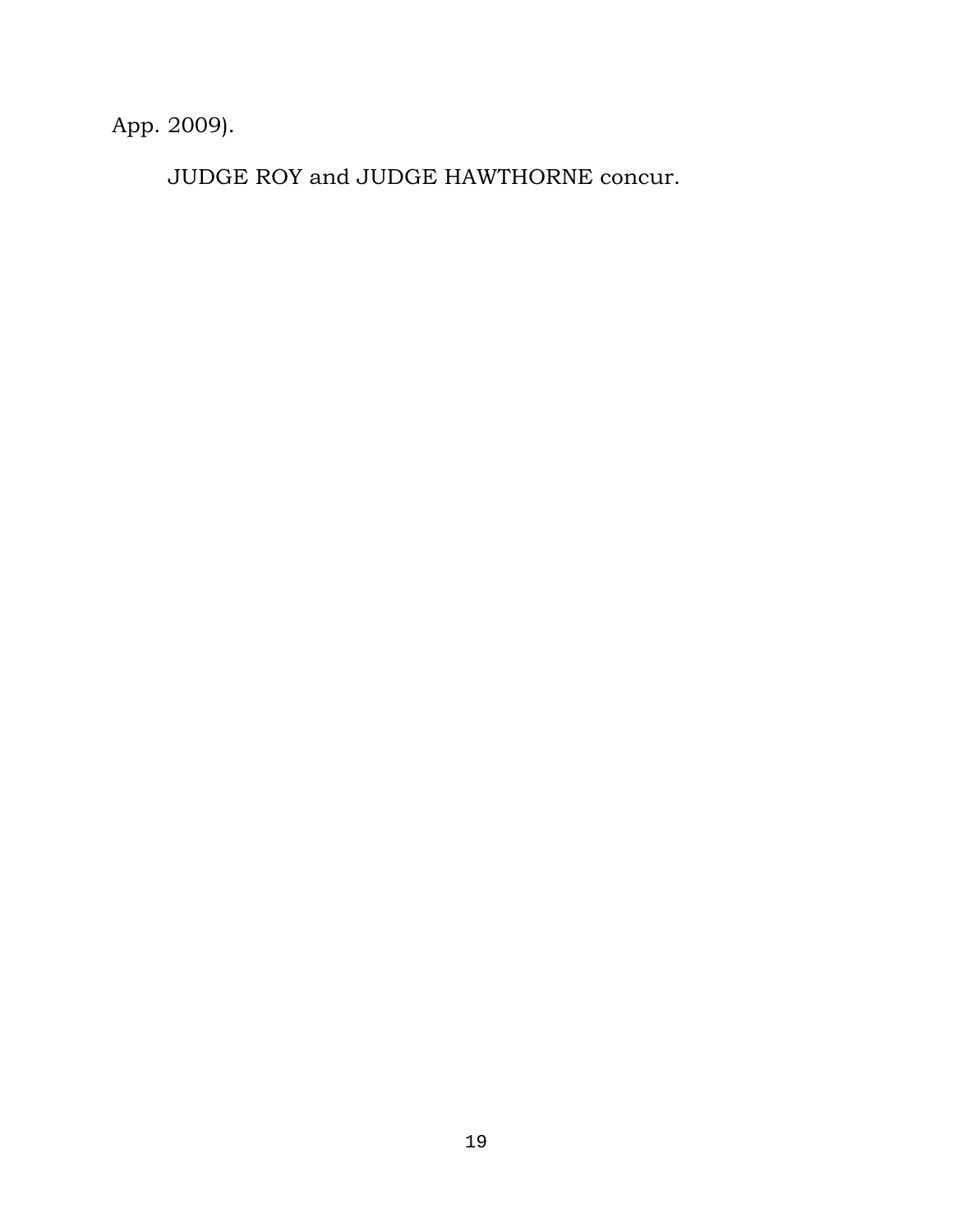App. 2009).

JUDGE ROY and JUDGE HAWTHORNE concur.